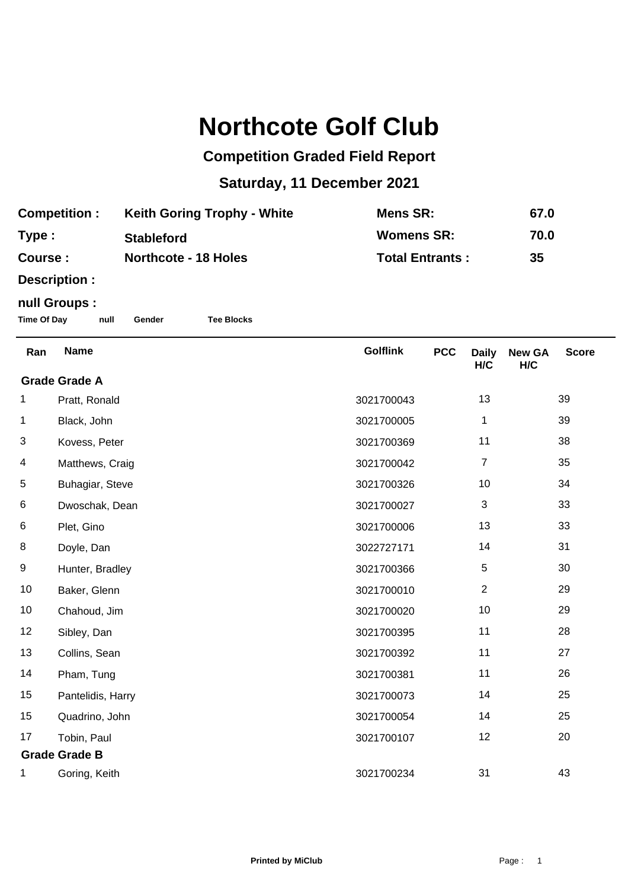# Northcote Golf Club

## Competition Graded Field Report

## Saturday, 11 December 2021

| | | | |
|---|---|---|---|
| **Competition :** | **Keith Goring Trophy - White** | **Mens SR:** | **67.0** |
| **Type :** | **Stableford** | **Womens SR:** | **70.0** |
| **Course :** | **Northcote - 18 Holes** | **Total Entrants :** | **35** |

**Description :**

**null Groups :**

**Time Of Day** **null** **Gender** **Tee Blocks**

| Ran | Name | Golflink | PCC | Daily H/C | New GA H/C | Score |
|---|---|---|---|---|---|---|
| **Grade Grade A** | | | | | | |
| 1 | Pratt, Ronald | 3021700043 | | 13 | | 39 |
| 1 | Black, John | 3021700005 | | 1 | | 39 |
| 3 | Kovess, Peter | 3021700369 | | 11 | | 38 |
| 4 | Matthews, Craig | 3021700042 | | 7 | | 35 |
| 5 | Buhagiar, Steve | 3021700326 | | 10 | | 34 |
| 6 | Dwoschak, Dean | 3021700027 | | 3 | | 33 |
| 6 | Plet, Gino | 3021700006 | | 13 | | 33 |
| 8 | Doyle, Dan | 3022727171 | | 14 | | 31 |
| 9 | Hunter, Bradley | 3021700366 | | 5 | | 30 |
| 10 | Baker, Glenn | 3021700010 | | 2 | | 29 |
| 10 | Chahoud, Jim | 3021700020 | | 10 | | 29 |
| 12 | Sibley, Dan | 3021700395 | | 11 | | 28 |
| 13 | Collins, Sean | 3021700392 | | 11 | | 27 |
| 14 | Pham, Tung | 3021700381 | | 11 | | 26 |
| 15 | Pantelidis, Harry | 3021700073 | | 14 | | 25 |
| 15 | Quadrino, John | 3021700054 | | 14 | | 25 |
| 17 | Tobin, Paul | 3021700107 | | 12 | | 20 |
| **Grade Grade B** | | | | | | |
| 1 | Goring, Keith | 3021700234 | | 31 | | 43 |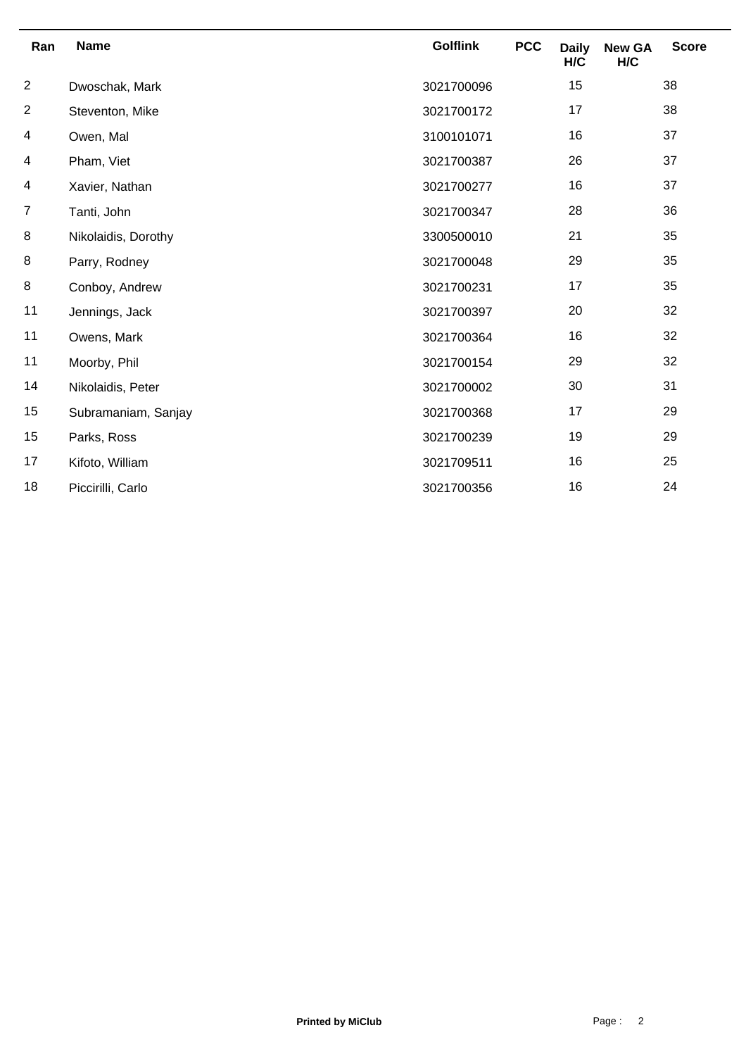| Ran | Name | Golflink | PCC | Daily H/C | New GA H/C | Score |
|---|---|---|---|---|---|---|
| 2 | Dwoschak, Mark | 3021700096 | | 15 | | 38 |
| 2 | Steventon, Mike | 3021700172 | | 17 | | 38 |
| 4 | Owen, Mal | 3100101071 | | 16 | | 37 |
| 4 | Pham, Viet | 3021700387 | | 26 | | 37 |
| 4 | Xavier, Nathan | 3021700277 | | 16 | | 37 |
| 7 | Tanti, John | 3021700347 | | 28 | | 36 |
| 8 | Nikolaidis, Dorothy | 3300500010 | | 21 | | 35 |
| 8 | Parry, Rodney | 3021700048 | | 29 | | 35 |
| 8 | Conboy, Andrew | 3021700231 | | 17 | | 35 |
| 11 | Jennings, Jack | 3021700397 | | 20 | | 32 |
| 11 | Owens, Mark | 3021700364 | | 16 | | 32 |
| 11 | Moorby, Phil | 3021700154 | | 29 | | 32 |
| 14 | Nikolaidis, Peter | 3021700002 | | 30 | | 31 |
| 15 | Subramaniam, Sanjay | 3021700368 | | 17 | | 29 |
| 15 | Parks, Ross | 3021700239 | | 19 | | 29 |
| 17 | Kifoto, William | 3021709511 | | 16 | | 25 |
| 18 | Piccirilli, Carlo | 3021700356 | | 16 | | 24 |

**Printed by MiClub**